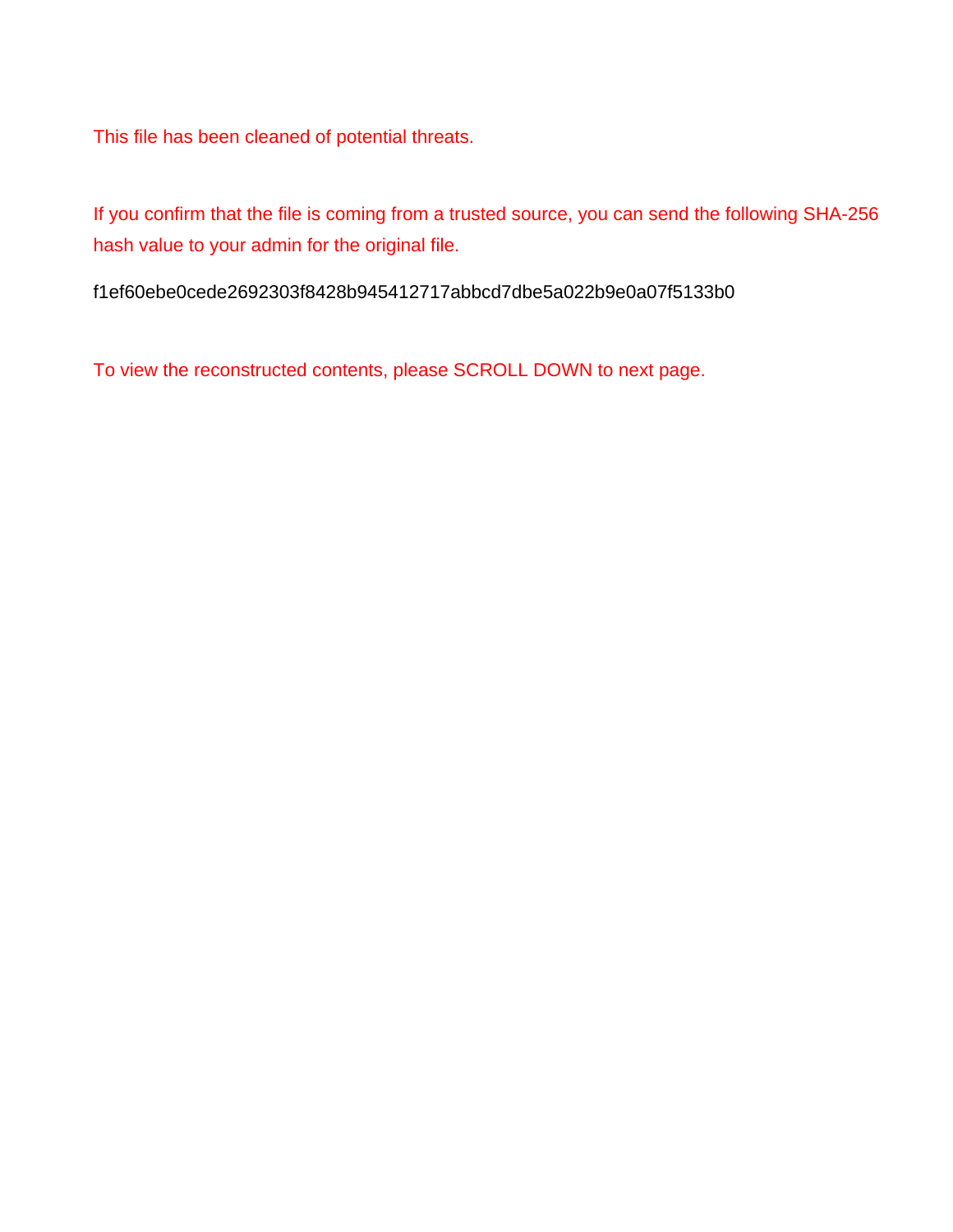This file has been cleaned of potential threats.

If you confirm that the file is coming from a trusted source, you can send the following SHA-256 hash value to your admin for the original file.

f1ef60ebe0cede2692303f8428b945412717abbcd7dbe5a022b9e0a07f5133b0

To view the reconstructed contents, please SCROLL DOWN to next page.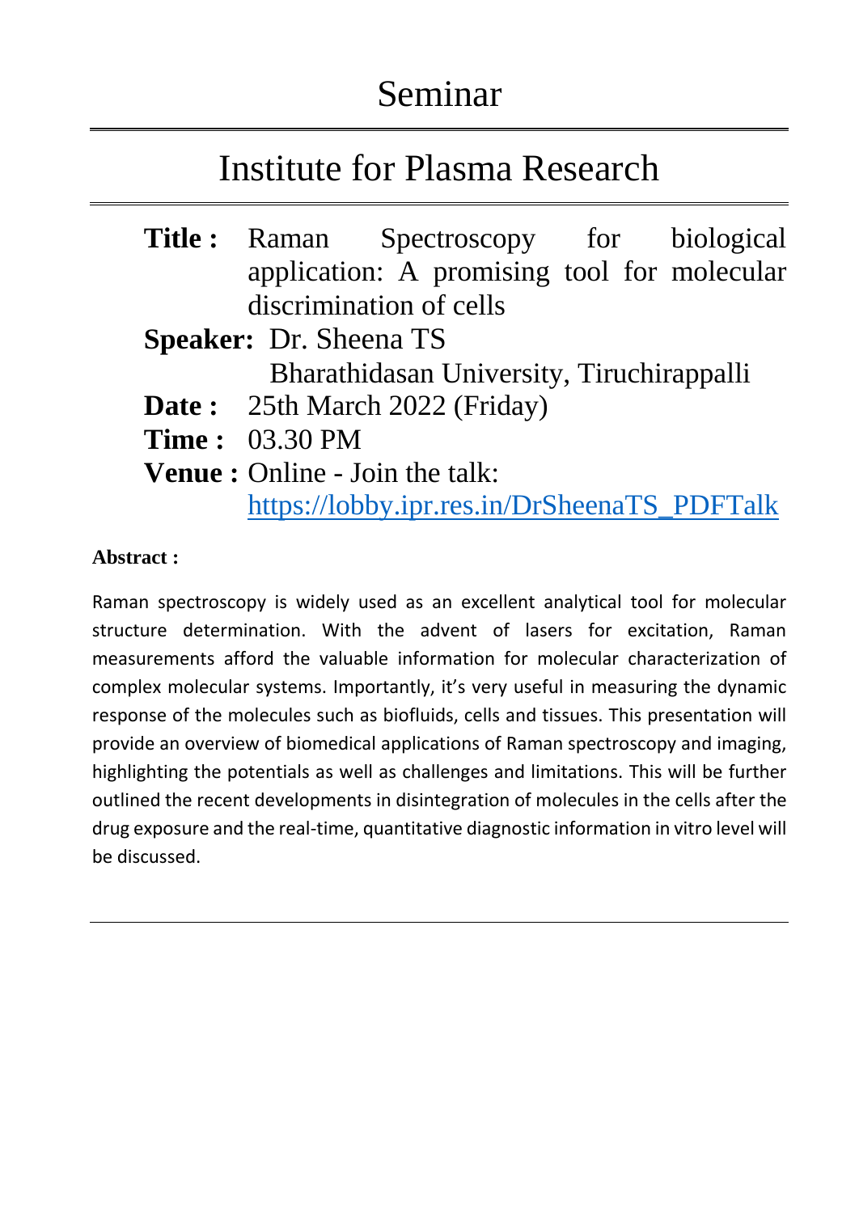# Seminar

## Institute for Plasma Research

**Title :** Raman Spectroscopy for biological application: A promising tool for molecular discrimination of cells

**Speaker:** Dr. Sheena TS
Bharathidasan University, Tiruchirappalli

**Date :** 25th March 2022 (Friday)

**Time :** 03.30 PM

**Venue :** Online - Join the talk: https://lobby.ipr.res.in/DrSheenaTS_PDFTalk

**Abstract :**

Raman spectroscopy is widely used as an excellent analytical tool for molecular structure determination. With the advent of lasers for excitation, Raman measurements afford the valuable information for molecular characterization of complex molecular systems. Importantly, it's very useful in measuring the dynamic response of the molecules such as biofluids, cells and tissues. This presentation will provide an overview of biomedical applications of Raman spectroscopy and imaging, highlighting the potentials as well as challenges and limitations. This will be further outlined the recent developments in disintegration of molecules in the cells after the drug exposure and the real-time, quantitative diagnostic information in vitro level will be discussed.